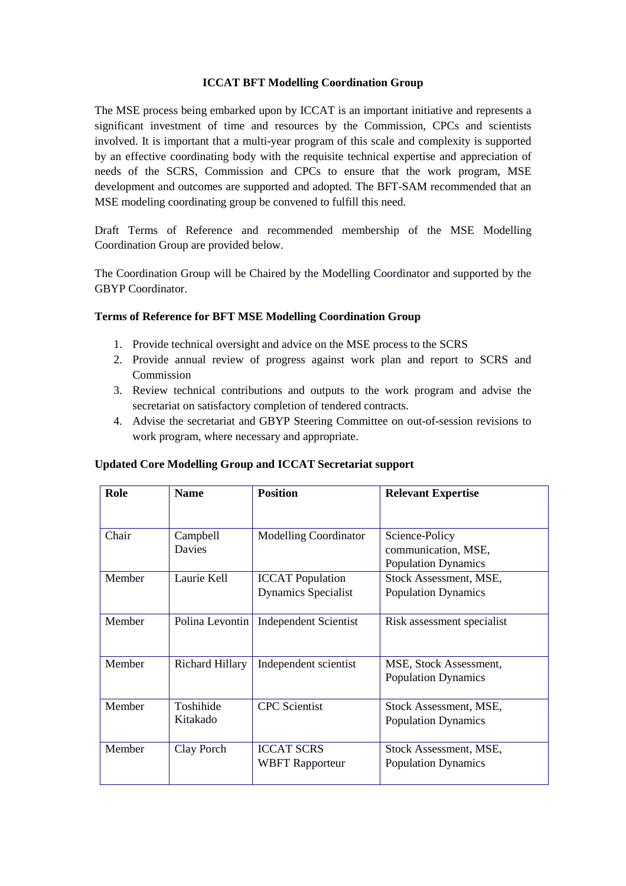# ICCAT BFT Modelling Coordination Group

The MSE process being embarked upon by ICCAT is an important initiative and represents a significant investment of time and resources by the Commission, CPCs and scientists involved. It is important that a multi-year program of this scale and complexity is supported by an effective coordinating body with the requisite technical expertise and appreciation of needs of the SCRS, Commission and CPCs to ensure that the work program, MSE development and outcomes are supported and adopted. The BFT-SAM recommended that an MSE modeling coordinating group be convened to fulfill this need.

Draft Terms of Reference and recommended membership of the MSE Modelling Coordination Group are provided below.

The Coordination Group will be Chaired by the Modelling Coordinator and supported by the GBYP Coordinator.

## Terms of Reference for BFT MSE Modelling Coordination Group

1. Provide technical oversight and advice on the MSE process to the SCRS
2. Provide annual review of progress against work plan and report to SCRS and Commission
3. Review technical contributions and outputs to the work program and advise the secretariat on satisfactory completion of tendered contracts.
4. Advise the secretariat and GBYP Steering Committee on out-of-session revisions to work program, where necessary and appropriate.

## Updated Core Modelling Group and ICCAT Secretariat support

| Role | Name | Position | Relevant Expertise |
|---|---|---|---|
| Chair | Campbell Davies | Modelling Coordinator | Science-Policy communication, MSE, Population Dynamics |
| Member | Laurie Kell | ICCAT Population Dynamics Specialist | Stock Assessment, MSE, Population Dynamics |
| Member | Polina Levontin | Independent Scientist | Risk assessment specialist |
| Member | Richard Hillary | Independent scientist | MSE, Stock Assessment, Population Dynamics |
| Member | Toshihide Kitakado | CPC Scientist | Stock Assessment, MSE, Population Dynamics |
| Member | Clay Porch | ICCAT SCRS WBFT Rapporteur | Stock Assessment, MSE, Population Dynamics |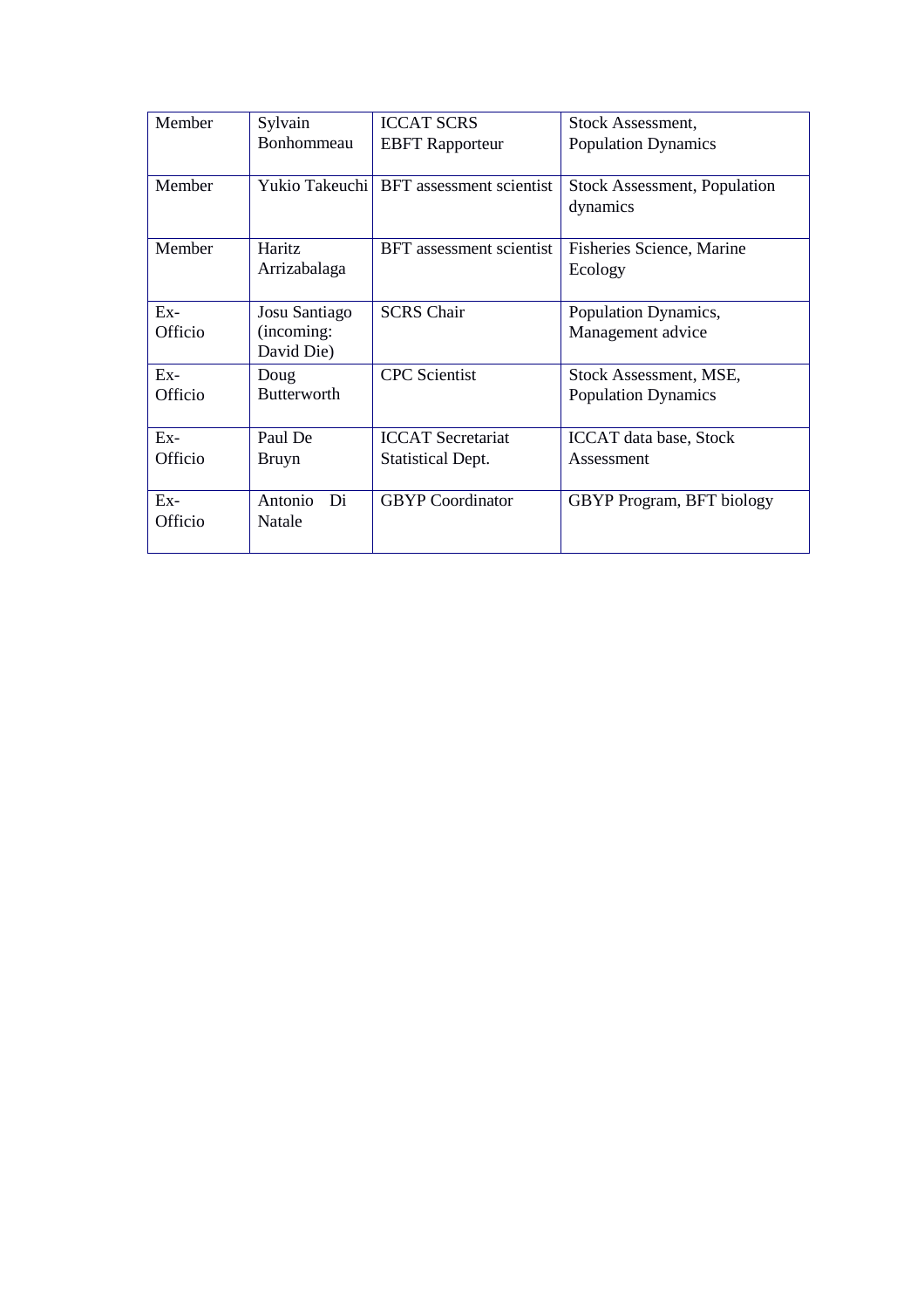| | | | |
|---|---|---|---|
| Member | Sylvain Bonhommeau | ICCAT SCRS EBFT Rapporteur | Stock Assessment, Population Dynamics |
| Member | Yukio Takeuchi | BFT assessment scientist | Stock Assessment, Population dynamics |
| Member | Haritz Arrizabalaga | BFT assessment scientist | Fisheries Science, Marine Ecology |
| Ex-Officio | Josu Santiago (incoming: David Die) | SCRS Chair | Population Dynamics, Management advice |
| Ex-Officio | Doug Butterworth | CPC Scientist | Stock Assessment, MSE, Population Dynamics |
| Ex-Officio | Paul De Bruyn | ICCAT Secretariat Statistical Dept. | ICCAT data base, Stock Assessment |
| Ex-Officio | Antonio Di Natale | GBYP Coordinator | GBYP Program, BFT biology |